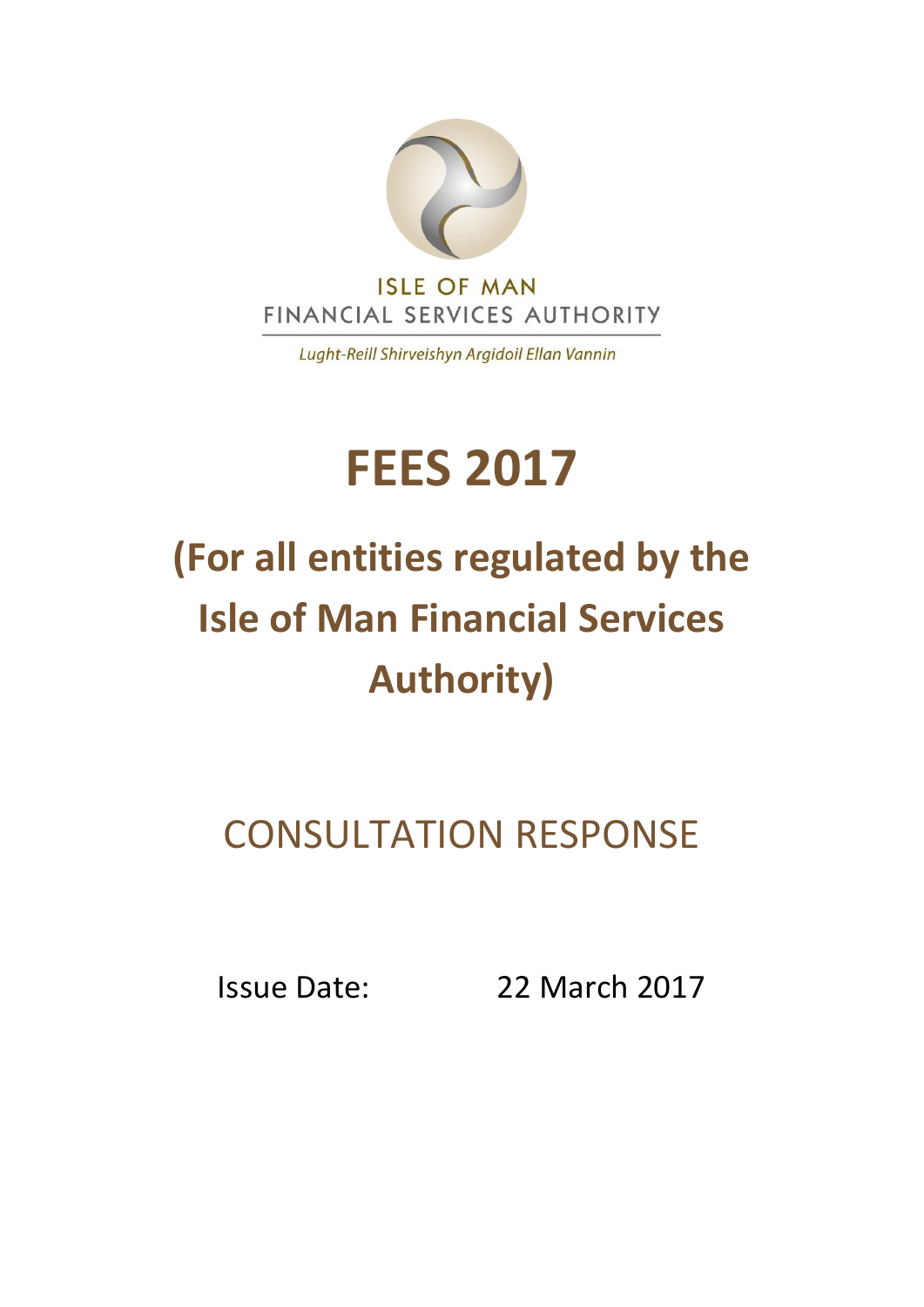ISLE OF MAN
FINANCIAL SERVICES AUTHORITY

*Lught-Reill Shirveishyn Argidoil Ellan Vannin*

# FEES 2017

## (For all entities regulated by the Isle of Man Financial Services Authority)

## CONSULTATION RESPONSE

Issue Date: 22 March 2017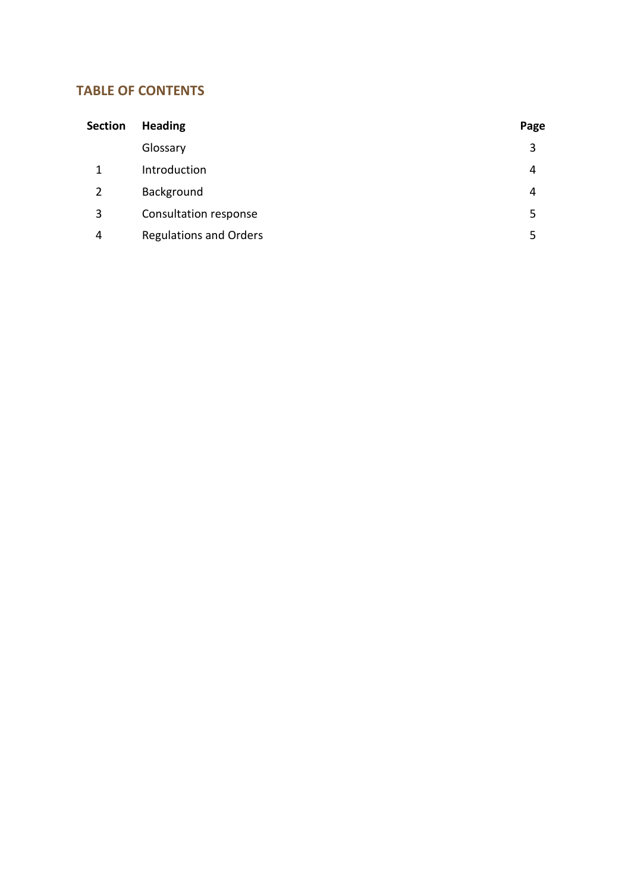## TABLE OF CONTENTS

| Section | Heading | Page |
|---|---|---|
| | Glossary | 3 |
| 1 | Introduction | 4 |
| 2 | Background | 4 |
| 3 | Consultation response | 5 |
| 4 | Regulations and Orders | 5 |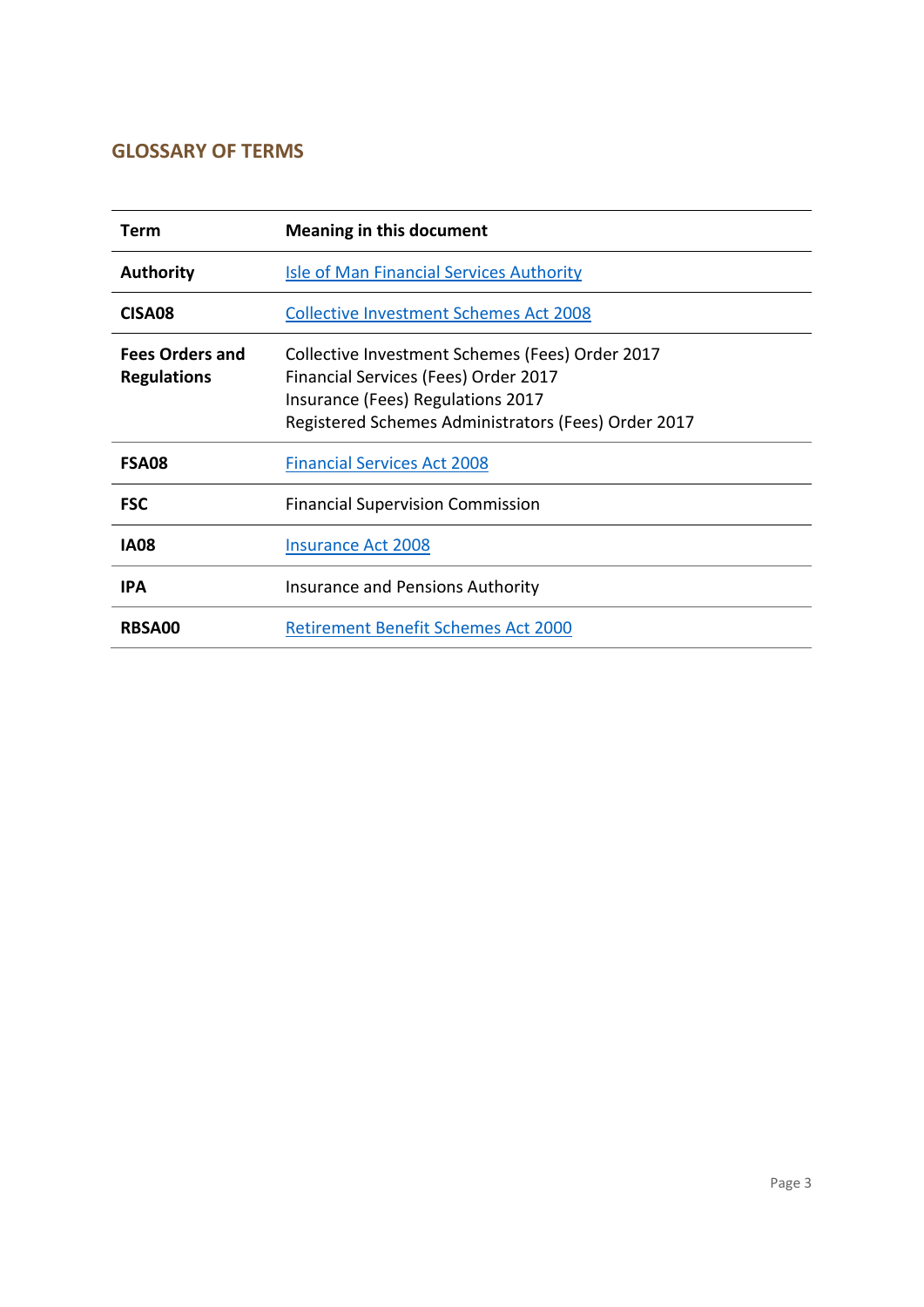## GLOSSARY OF TERMS

| Term | Meaning in this document |
|---|---|
| **Authority** | Isle of Man Financial Services Authority |
| **CISA08** | Collective Investment Schemes Act 2008 |
| **Fees Orders and Regulations** | Collective Investment Schemes (Fees) Order 2017<br>Financial Services (Fees) Order 2017<br>Insurance (Fees) Regulations 2017<br>Registered Schemes Administrators (Fees) Order 2017 |
| **FSA08** | Financial Services Act 2008 |
| **FSC** | Financial Supervision Commission |
| **IA08** | Insurance Act 2008 |
| **IPA** | Insurance and Pensions Authority |
| **RBSA00** | Retirement Benefit Schemes Act 2000 |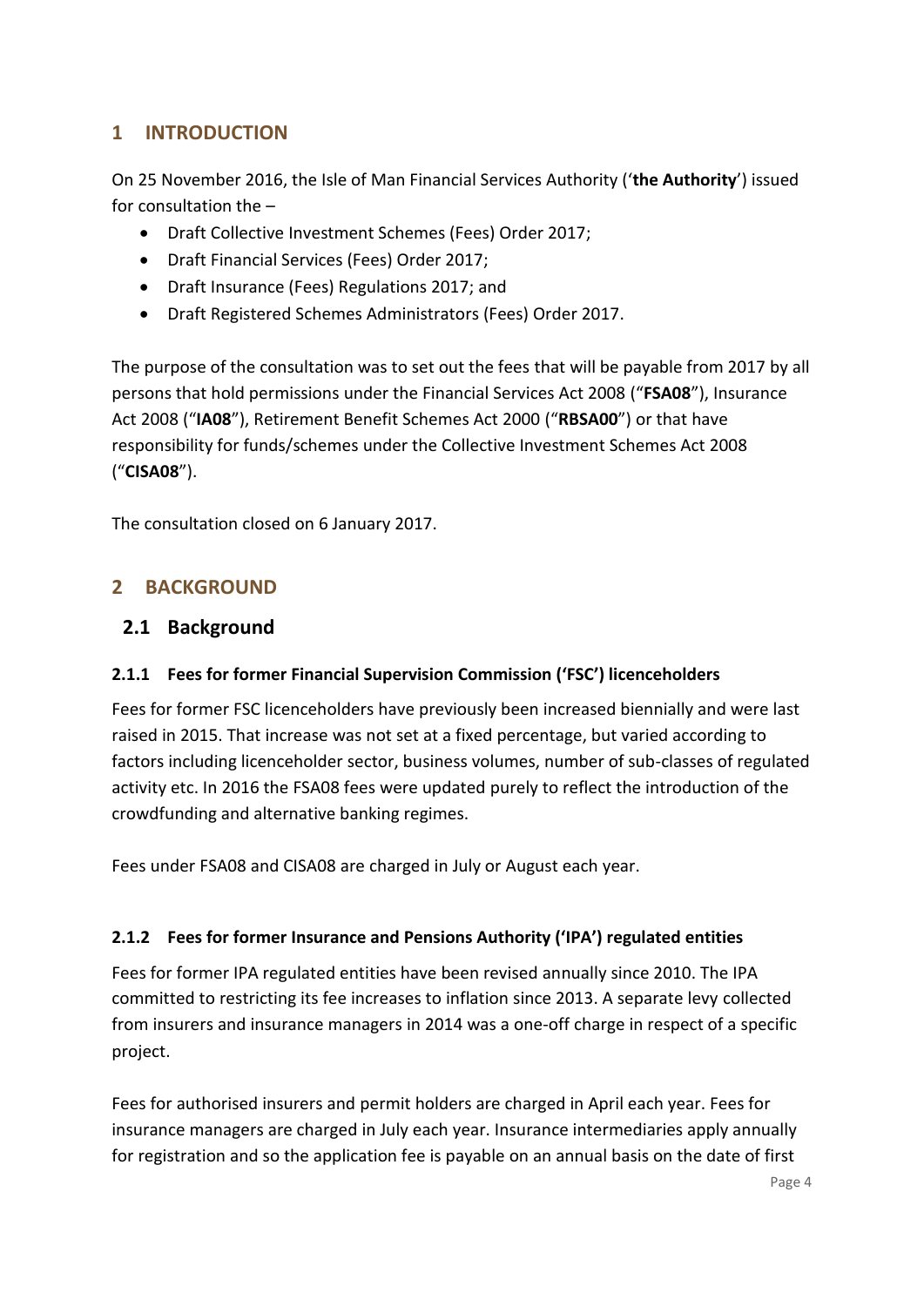# 1 INTRODUCTION

On 25 November 2016, the Isle of Man Financial Services Authority ('**the Authority**') issued for consultation the –

- Draft Collective Investment Schemes (Fees) Order 2017;
- Draft Financial Services (Fees) Order 2017;
- Draft Insurance (Fees) Regulations 2017; and
- Draft Registered Schemes Administrators (Fees) Order 2017.

The purpose of the consultation was to set out the fees that will be payable from 2017 by all persons that hold permissions under the Financial Services Act 2008 ("**FSA08**"), Insurance Act 2008 ("**IA08**"), Retirement Benefit Schemes Act 2000 ("**RBSA00**") or that have responsibility for funds/schemes under the Collective Investment Schemes Act 2008 ("**CISA08**").

The consultation closed on 6 January 2017.

# 2 BACKGROUND

## 2.1 Background

### 2.1.1 Fees for former Financial Supervision Commission ('FSC') licenceholders

Fees for former FSC licenceholders have previously been increased biennially and were last raised in 2015. That increase was not set at a fixed percentage, but varied according to factors including licenceholder sector, business volumes, number of sub-classes of regulated activity etc. In 2016 the FSA08 fees were updated purely to reflect the introduction of the crowdfunding and alternative banking regimes.

Fees under FSA08 and CISA08 are charged in July or August each year.

### 2.1.2 Fees for former Insurance and Pensions Authority ('IPA') regulated entities

Fees for former IPA regulated entities have been revised annually since 2010. The IPA committed to restricting its fee increases to inflation since 2013. A separate levy collected from insurers and insurance managers in 2014 was a one-off charge in respect of a specific project.

Fees for authorised insurers and permit holders are charged in April each year. Fees for insurance managers are charged in July each year. Insurance intermediaries apply annually for registration and so the application fee is payable on an annual basis on the date of first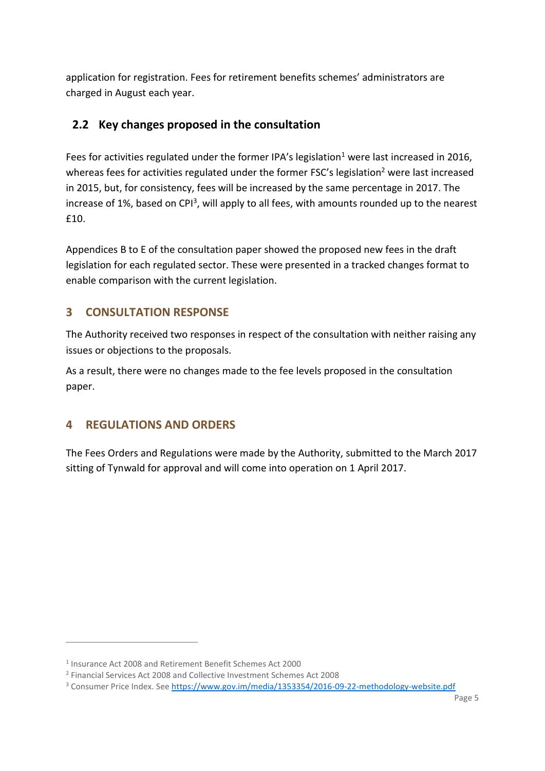application for registration. Fees for retirement benefits schemes' administrators are charged in August each year.

## 2.2 Key changes proposed in the consultation

Fees for activities regulated under the former IPA's legislation[1] were last increased in 2016, whereas fees for activities regulated under the former FSC's legislation[2] were last increased in 2015, but, for consistency, fees will be increased by the same percentage in 2017. The increase of 1%, based on CPI[3], will apply to all fees, with amounts rounded up to the nearest £10.

Appendices B to E of the consultation paper showed the proposed new fees in the draft legislation for each regulated sector. These were presented in a tracked changes format to enable comparison with the current legislation.

# 3 CONSULTATION RESPONSE

The Authority received two responses in respect of the consultation with neither raising any issues or objections to the proposals.

As a result, there were no changes made to the fee levels proposed in the consultation paper.

# 4 REGULATIONS AND ORDERS

The Fees Orders and Regulations were made by the Authority, submitted to the March 2017 sitting of Tynwald for approval and will come into operation on 1 April 2017.

---

[1] Insurance Act 2008 and Retirement Benefit Schemes Act 2000

[2] Financial Services Act 2008 and Collective Investment Schemes Act 2008

[3] Consumer Price Index. See https://www.gov.im/media/1353354/2016-09-22-methodology-website.pdf